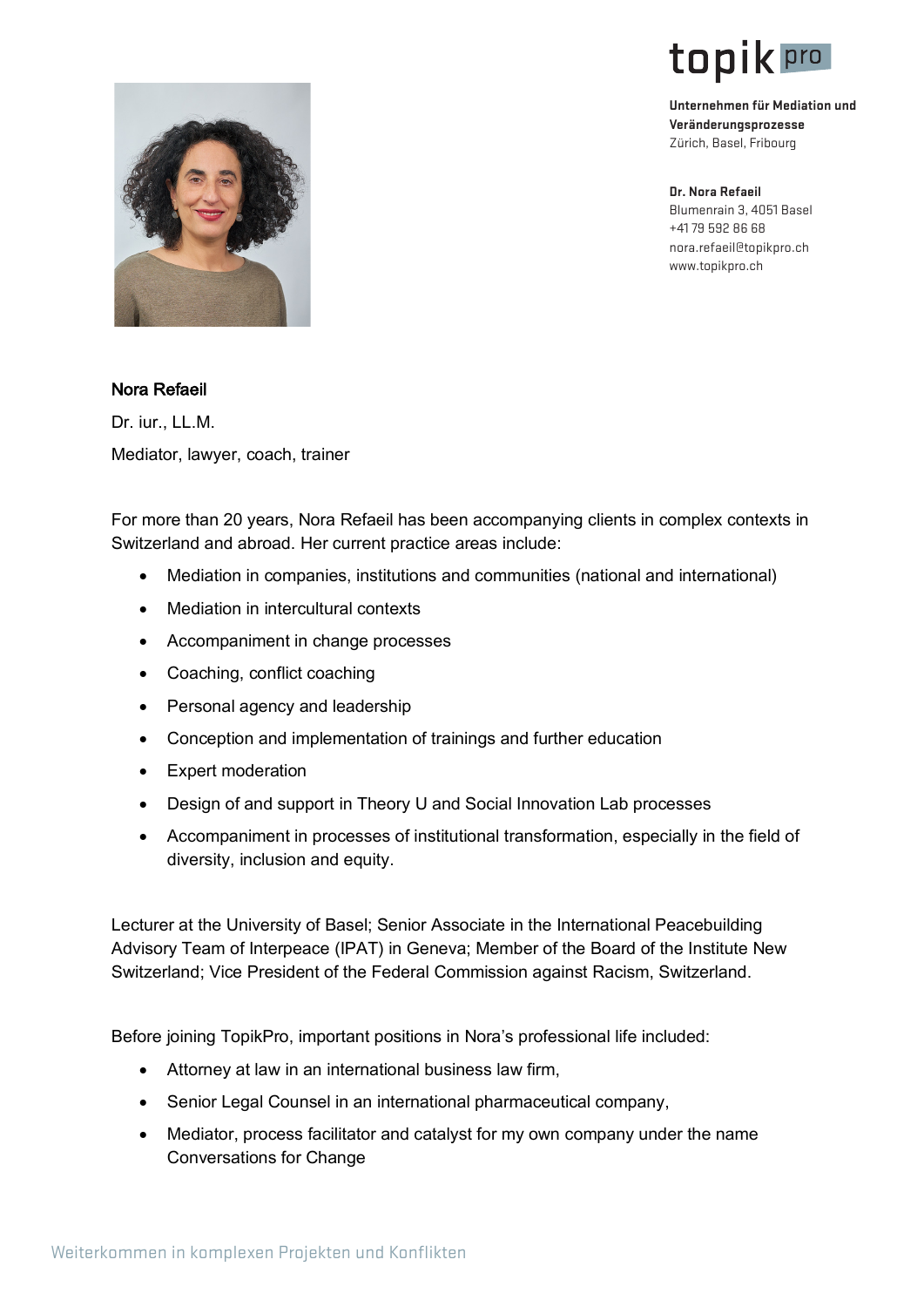topik pro

**Unternehmen für Mediation und Veränderungsprozesse**
Zürich, Basel, Fribourg

**Dr. Nora Refaeil**
Blumenrain 3, 4051 Basel
+41 79 592 86 68
nora.refaeil@topikpro.ch
www.topikpro.ch

Nora Refaeil

Dr. iur., LL.M.

Mediator, lawyer, coach, trainer

For more than 20 years, Nora Refaeil has been accompanying clients in complex contexts in Switzerland and abroad. Her current practice areas include:

- Mediation in companies, institutions and communities (national and international)
- Mediation in intercultural contexts
- Accompaniment in change processes
- Coaching, conflict coaching
- Personal agency and leadership
- Conception and implementation of trainings and further education
- Expert moderation
- Design of and support in Theory U and Social Innovation Lab processes
- Accompaniment in processes of institutional transformation, especially in the field of diversity, inclusion and equity.

Lecturer at the University of Basel; Senior Associate in the International Peacebuilding Advisory Team of Interpeace (IPAT) in Geneva; Member of the Board of the Institute New Switzerland; Vice President of the Federal Commission against Racism, Switzerland.

Before joining TopikPro, important positions in Nora's professional life included:

- Attorney at law in an international business law firm,
- Senior Legal Counsel in an international pharmaceutical company,
- Mediator, process facilitator and catalyst for my own company under the name Conversations for Change

Weiterkommen in komplexen Projekten und Konflikten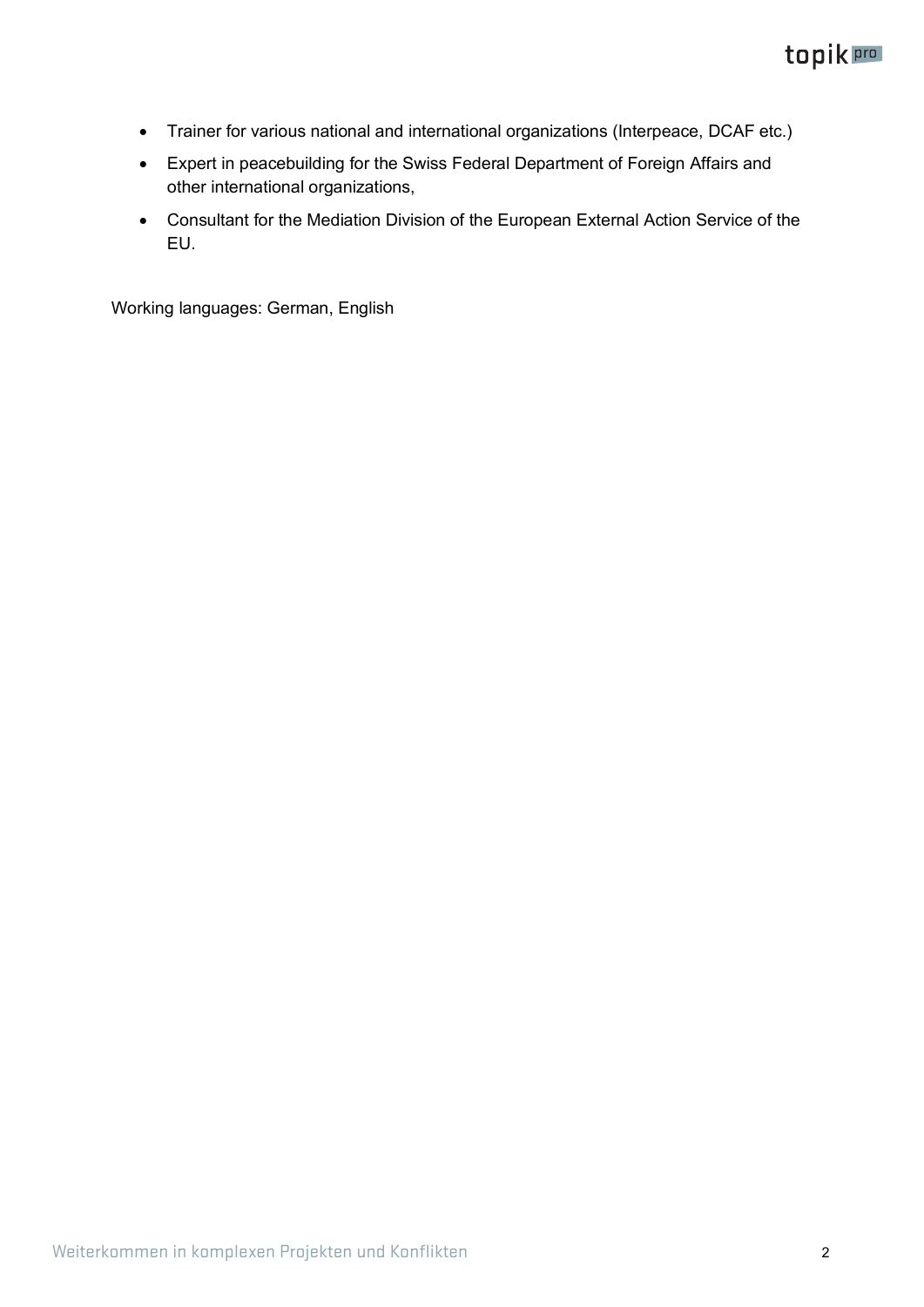- Trainer for various national and international organizations (Interpeace, DCAF etc.)
- Expert in peacebuilding for the Swiss Federal Department of Foreign Affairs and other international organizations,
- Consultant for the Mediation Division of the European External Action Service of the EU.

Working languages: German, English